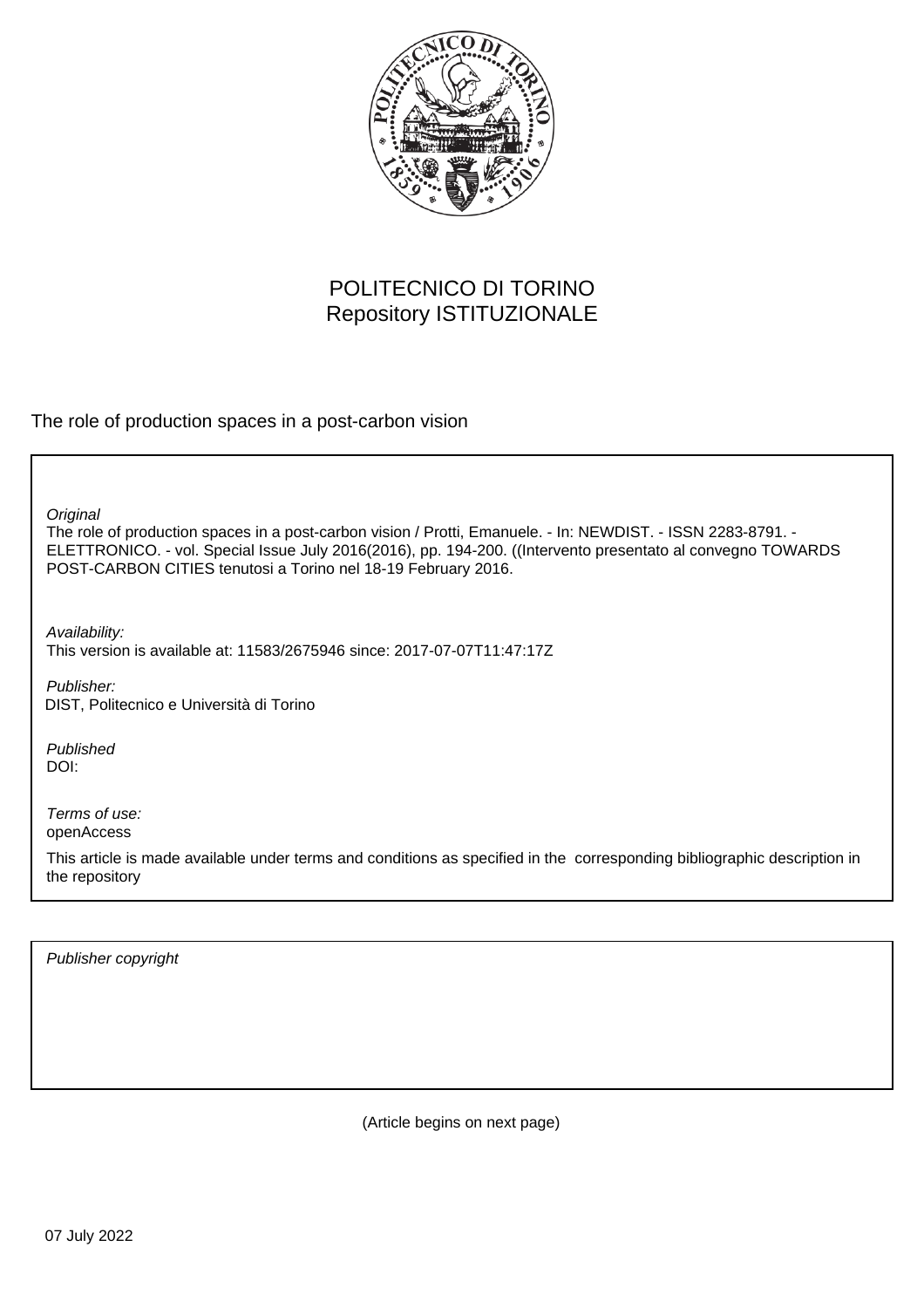POLITECNICO DI TORINO
Repository ISTITUZIONALE

The role of production spaces in a post-carbon vision

*Original*

The role of production spaces in a post-carbon vision / Protti, Emanuele. - In: NEWDIST. - ISSN 2283-8791. - ELETTRONICO. - vol. Special Issue July 2016(2016), pp. 194-200. ((Intervento presentato al convegno TOWARDS POST-CARBON CITIES tenutosi a Torino nel 18-19 February 2016.

*Availability:*
This version is available at: 11583/2675946 since: 2017-07-07T11:47:17Z

*Publisher:*
DIST, Politecnico e Università di Torino

*Published*
DOI:

*Terms of use:*
openAccess

This article is made available under terms and conditions as specified in the corresponding bibliographic description in the repository

*Publisher copyright*

(Article begins on next page)

07 July 2022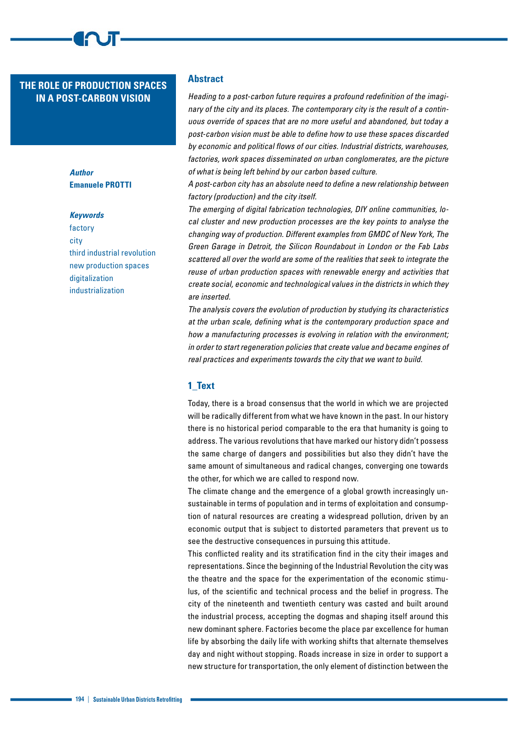# THE ROLE OF PRODUCTION SPACES IN A POST-CARBON VISION

***Author***
**Emanuele PROTTI**

***Keywords***
factory
city
third industrial revolution
new production spaces
digitalization
industrialization

## Abstract

*Heading to a post-carbon future requires a profound redefinition of the imaginary of the city and its places. The contemporary city is the result of a continuous override of spaces that are no more useful and abandoned, but today a post-carbon vision must be able to define how to use these spaces discarded by economic and political flows of our cities. Industrial districts, warehouses, factories, work spaces disseminated on urban conglomerates, are the picture of what is being left behind by our carbon based culture.*

*A post-carbon city has an absolute need to define a new relationship between factory (production) and the city itself.*

*The emerging of digital fabrication technologies, DIY online communities, local cluster and new production processes are the key points to analyse the changing way of production. Different examples from GMDC of New York, The Green Garage in Detroit, the Silicon Roundabout in London or the Fab Labs scattered all over the world are some of the realities that seek to integrate the reuse of urban production spaces with renewable energy and activities that create social, economic and technological values in the districts in which they are inserted.*

*The analysis covers the evolution of production by studying its characteristics at the urban scale, defining what is the contemporary production space and how a manufacturing processes is evolving in relation with the environment; in order to start regeneration policies that create value and became engines of real practices and experiments towards the city that we want to build.*

## 1_Text

Today, there is a broad consensus that the world in which we are projected will be radically different from what we have known in the past. In our history there is no historical period comparable to the era that humanity is going to address. The various revolutions that have marked our history didn't possess the same charge of dangers and possibilities but also they didn't have the same amount of simultaneous and radical changes, converging one towards the other, for which we are called to respond now.

The climate change and the emergence of a global growth increasingly unsustainable in terms of population and in terms of exploitation and consumption of natural resources are creating a widespread pollution, driven by an economic output that is subject to distorted parameters that prevent us to see the destructive consequences in pursuing this attitude.

This conflicted reality and its stratification find in the city their images and representations. Since the beginning of the Industrial Revolution the city was the theatre and the space for the experimentation of the economic stimulus, of the scientific and technical process and the belief in progress. The city of the nineteenth and twentieth century was casted and built around the industrial process, accepting the dogmas and shaping itself around this new dominant sphere. Factories become the place par excellence for human life by absorbing the daily life with working shifts that alternate themselves day and night without stopping. Roads increase in size in order to support a new structure for transportation, the only element of distinction between the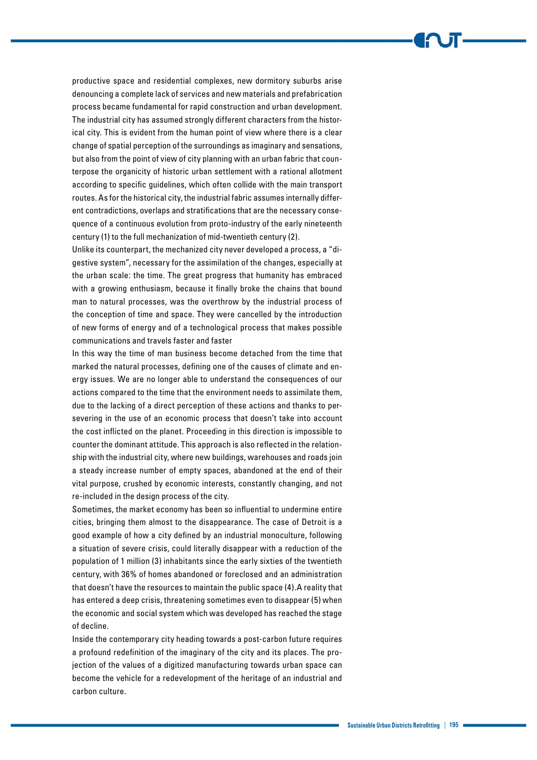productive space and residential complexes, new dormitory suburbs arise denouncing a complete lack of services and new materials and prefabrication process became fundamental for rapid construction and urban development. The industrial city has assumed strongly different characters from the historical city. This is evident from the human point of view where there is a clear change of spatial perception of the surroundings as imaginary and sensations, but also from the point of view of city planning with an urban fabric that counterpose the organicity of historic urban settlement with a rational allotment according to specific guidelines, which often collide with the main transport routes. As for the historical city, the industrial fabric assumes internally different contradictions, overlaps and stratifications that are the necessary consequence of a continuous evolution from proto-industry of the early nineteenth century (1) to the full mechanization of mid-twentieth century (2).

Unlike its counterpart, the mechanized city never developed a process, a "digestive system", necessary for the assimilation of the changes, especially at the urban scale: the time. The great progress that humanity has embraced with a growing enthusiasm, because it finally broke the chains that bound man to natural processes, was the overthrow by the industrial process of the conception of time and space. They were cancelled by the introduction of new forms of energy and of a technological process that makes possible communications and travels faster and faster

In this way the time of man business become detached from the time that marked the natural processes, defining one of the causes of climate and energy issues. We are no longer able to understand the consequences of our actions compared to the time that the environment needs to assimilate them, due to the lacking of a direct perception of these actions and thanks to persevering in the use of an economic process that doesn't take into account the cost inflicted on the planet. Proceeding in this direction is impossible to counter the dominant attitude. This approach is also reflected in the relationship with the industrial city, where new buildings, warehouses and roads join a steady increase number of empty spaces, abandoned at the end of their vital purpose, crushed by economic interests, constantly changing, and not re-included in the design process of the city.

Sometimes, the market economy has been so influential to undermine entire cities, bringing them almost to the disappearance. The case of Detroit is a good example of how a city defined by an industrial monoculture, following a situation of severe crisis, could literally disappear with a reduction of the population of 1 million (3) inhabitants since the early sixties of the twentieth century, with 36% of homes abandoned or foreclosed and an administration that doesn't have the resources to maintain the public space (4). A reality that has entered a deep crisis, threatening sometimes even to disappear (5) when the economic and social system which was developed has reached the stage of decline.

Inside the contemporary city heading towards a post-carbon future requires a profound redefinition of the imaginary of the city and its places. The projection of the values of a digitized manufacturing towards urban space can become the vehicle for a redevelopment of the heritage of an industrial and carbon culture.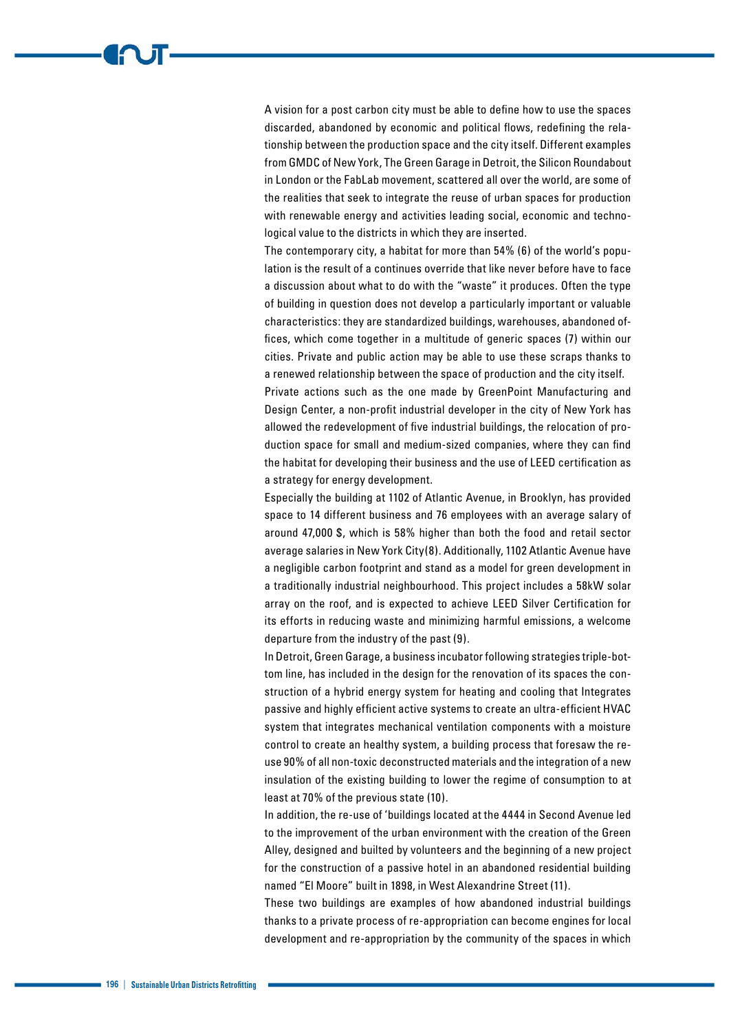A vision for a post carbon city must be able to define how to use the spaces discarded, abandoned by economic and political flows, redefining the relationship between the production space and the city itself. Different examples from GMDC of New York, The Green Garage in Detroit, the Silicon Roundabout in London or the FabLab movement, scattered all over the world, are some of the realities that seek to integrate the reuse of urban spaces for production with renewable energy and activities leading social, economic and technological value to the districts in which they are inserted.

The contemporary city, a habitat for more than 54% (6) of the world's population is the result of a continues override that like never before have to face a discussion about what to do with the "waste" it produces. Often the type of building in question does not develop a particularly important or valuable characteristics: they are standardized buildings, warehouses, abandoned offices, which come together in a multitude of generic spaces (7) within our cities. Private and public action may be able to use these scraps thanks to a renewed relationship between the space of production and the city itself.

Private actions such as the one made by GreenPoint Manufacturing and Design Center, a non-profit industrial developer in the city of New York has allowed the redevelopment of five industrial buildings, the relocation of production space for small and medium-sized companies, where they can find the habitat for developing their business and the use of LEED certification as a strategy for energy development.

Especially the building at 1102 of Atlantic Avenue, in Brooklyn, has provided space to 14 different business and 76 employees with an average salary of around 47,000 $, which is 58% higher than both the food and retail sector average salaries in New York City(8). Additionally, 1102 Atlantic Avenue have a negligible carbon footprint and stand as a model for green development in a traditionally industrial neighbourhood. This project includes a 58kW solar array on the roof, and is expected to achieve LEED Silver Certification for its efforts in reducing waste and minimizing harmful emissions, a welcome departure from the industry of the past (9).

In Detroit, Green Garage, a business incubator following strategies triple-bottom line, has included in the design for the renovation of its spaces the construction of a hybrid energy system for heating and cooling that Integrates passive and highly efficient active systems to create an ultra-efficient HVAC system that integrates mechanical ventilation components with a moisture control to create an healthy system, a building process that foresaw the reuse 90% of all non-toxic deconstructed materials and the integration of a new insulation of the existing building to lower the regime of consumption to at least at 70% of the previous state (10).

In addition, the re-use of 'buildings located at the 4444 in Second Avenue led to the improvement of the urban environment with the creation of the Green Alley, designed and builted by volunteers and the beginning of a new project for the construction of a passive hotel in an abandoned residential building named "El Moore" built in 1898, in West Alexandrine Street (11).

These two buildings are examples of how abandoned industrial buildings thanks to a private process of re-appropriation can become engines for local development and re-appropriation by the community of the spaces in which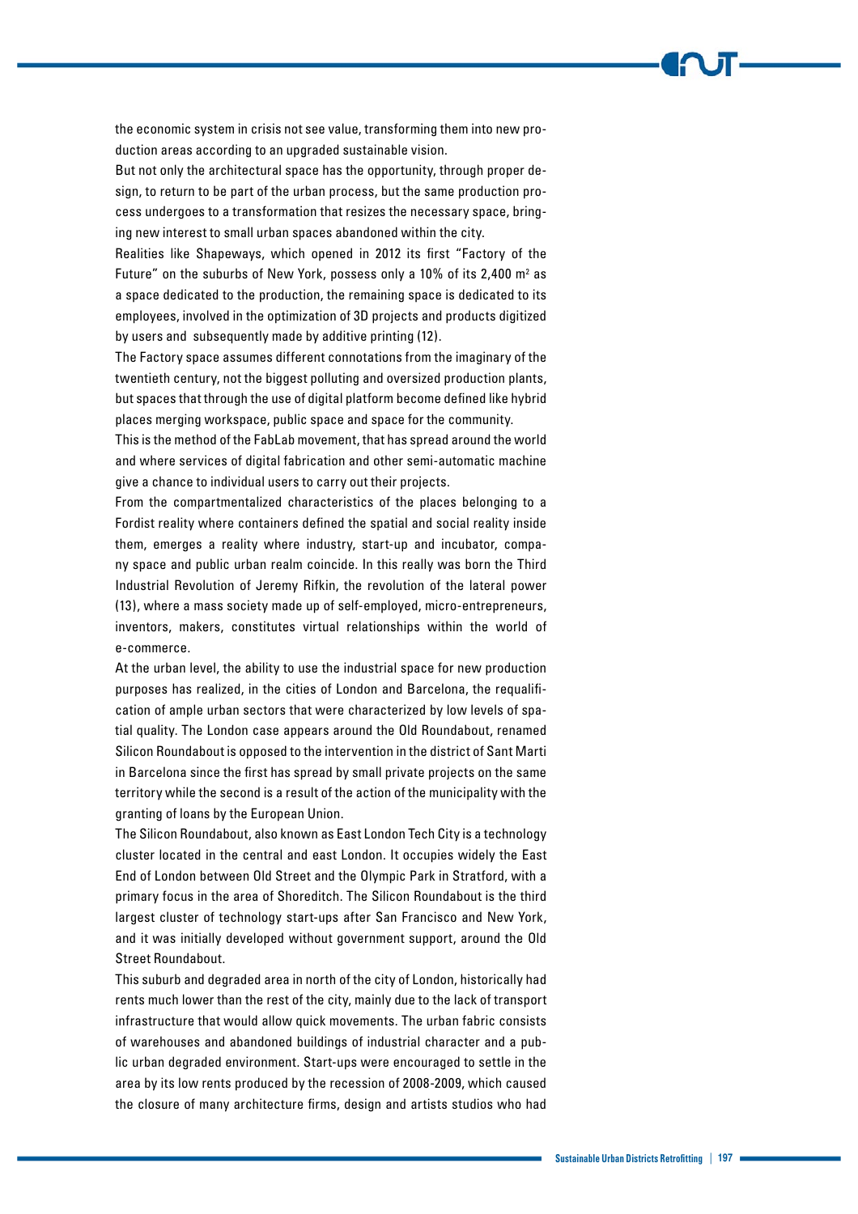the economic system in crisis not see value, transforming them into new production areas according to an upgraded sustainable vision.

But not only the architectural space has the opportunity, through proper design, to return to be part of the urban process, but the same production process undergoes to a transformation that resizes the necessary space, bringing new interest to small urban spaces abandoned within the city.

Realities like Shapeways, which opened in 2012 its first "Factory of the Future" on the suburbs of New York, possess only a 10% of its 2,400 m$^2$ as a space dedicated to the production, the remaining space is dedicated to its employees, involved in the optimization of 3D projects and products digitized by users and subsequently made by additive printing (12).

The Factory space assumes different connotations from the imaginary of the twentieth century, not the biggest polluting and oversized production plants, but spaces that through the use of digital platform become defined like hybrid places merging workspace, public space and space for the community.

This is the method of the FabLab movement, that has spread around the world and where services of digital fabrication and other semi-automatic machine give a chance to individual users to carry out their projects.

From the compartmentalized characteristics of the places belonging to a Fordist reality where containers defined the spatial and social reality inside them, emerges a reality where industry, start-up and incubator, company space and public urban realm coincide. In this really was born the Third Industrial Revolution of Jeremy Rifkin, the revolution of the lateral power (13), where a mass society made up of self-employed, micro-entrepreneurs, inventors, makers, constitutes virtual relationships within the world of e-commerce.

At the urban level, the ability to use the industrial space for new production purposes has realized, in the cities of London and Barcelona, the requalification of ample urban sectors that were characterized by low levels of spatial quality. The London case appears around the Old Roundabout, renamed Silicon Roundabout is opposed to the intervention in the district of Sant Marti in Barcelona since the first has spread by small private projects on the same territory while the second is a result of the action of the municipality with the granting of loans by the European Union.

The Silicon Roundabout, also known as East London Tech City is a technology cluster located in the central and east London. It occupies widely the East End of London between Old Street and the Olympic Park in Stratford, with a primary focus in the area of Shoreditch. The Silicon Roundabout is the third largest cluster of technology start-ups after San Francisco and New York, and it was initially developed without government support, around the Old Street Roundabout.

This suburb and degraded area in north of the city of London, historically had rents much lower than the rest of the city, mainly due to the lack of transport infrastructure that would allow quick movements. The urban fabric consists of warehouses and abandoned buildings of industrial character and a public urban degraded environment. Start-ups were encouraged to settle in the area by its low rents produced by the recession of 2008-2009, which caused the closure of many architecture firms, design and artists studios who had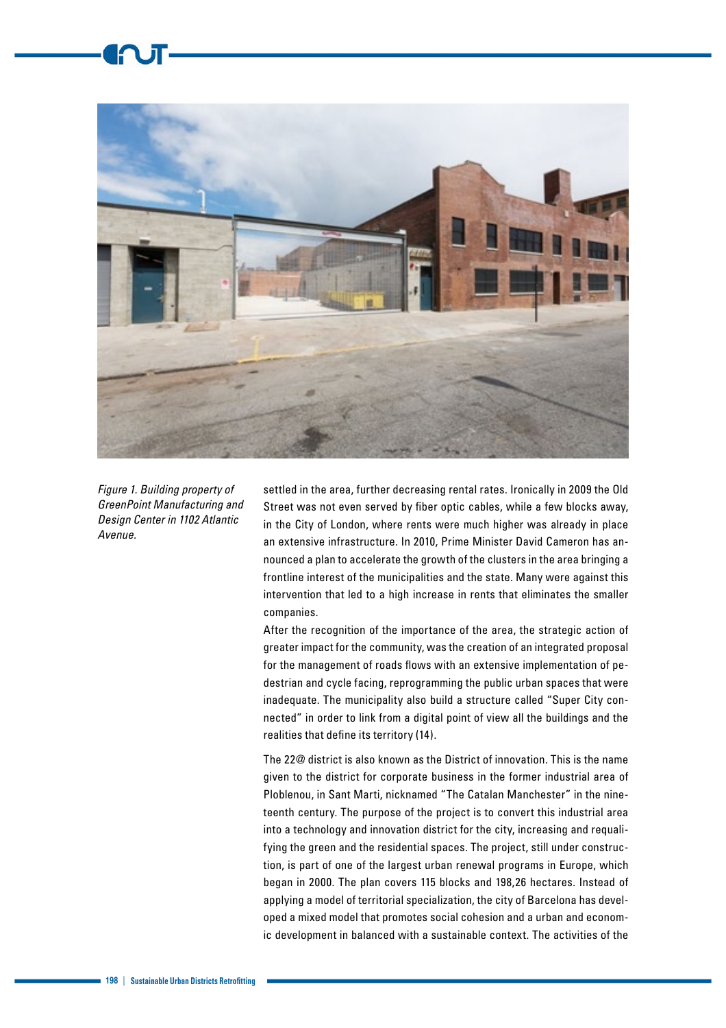*Figure 1. Building property of GreenPoint Manufacturing and Design Center in 1102 Atlantic Avenue.*

settled in the area, further decreasing rental rates. Ironically in 2009 the Old Street was not even served by fiber optic cables, while a few blocks away, in the City of London, where rents were much higher was already in place an extensive infrastructure. In 2010, Prime Minister David Cameron has announced a plan to accelerate the growth of the clusters in the area bringing a frontline interest of the municipalities and the state. Many were against this intervention that led to a high increase in rents that eliminates the smaller companies.

After the recognition of the importance of the area, the strategic action of greater impact for the community, was the creation of an integrated proposal for the management of roads flows with an extensive implementation of pedestrian and cycle facing, reprogramming the public urban spaces that were inadequate. The municipality also build a structure called "Super City connected" in order to link from a digital point of view all the buildings and the realities that define its territory (14).

The 22@ district is also known as the District of innovation. This is the name given to the district for corporate business in the former industrial area of Ploblenou, in Sant Marti, nicknamed "The Catalan Manchester" in the nineteenth century. The purpose of the project is to convert this industrial area into a technology and innovation district for the city, increasing and requalifying the green and the residential spaces. The project, still under construction, is part of one of the largest urban renewal programs in Europe, which began in 2000. The plan covers 115 blocks and 198,26 hectares. Instead of applying a model of territorial specialization, the city of Barcelona has developed a mixed model that promotes social cohesion and a urban and economic development in balanced with a sustainable context. The activities of the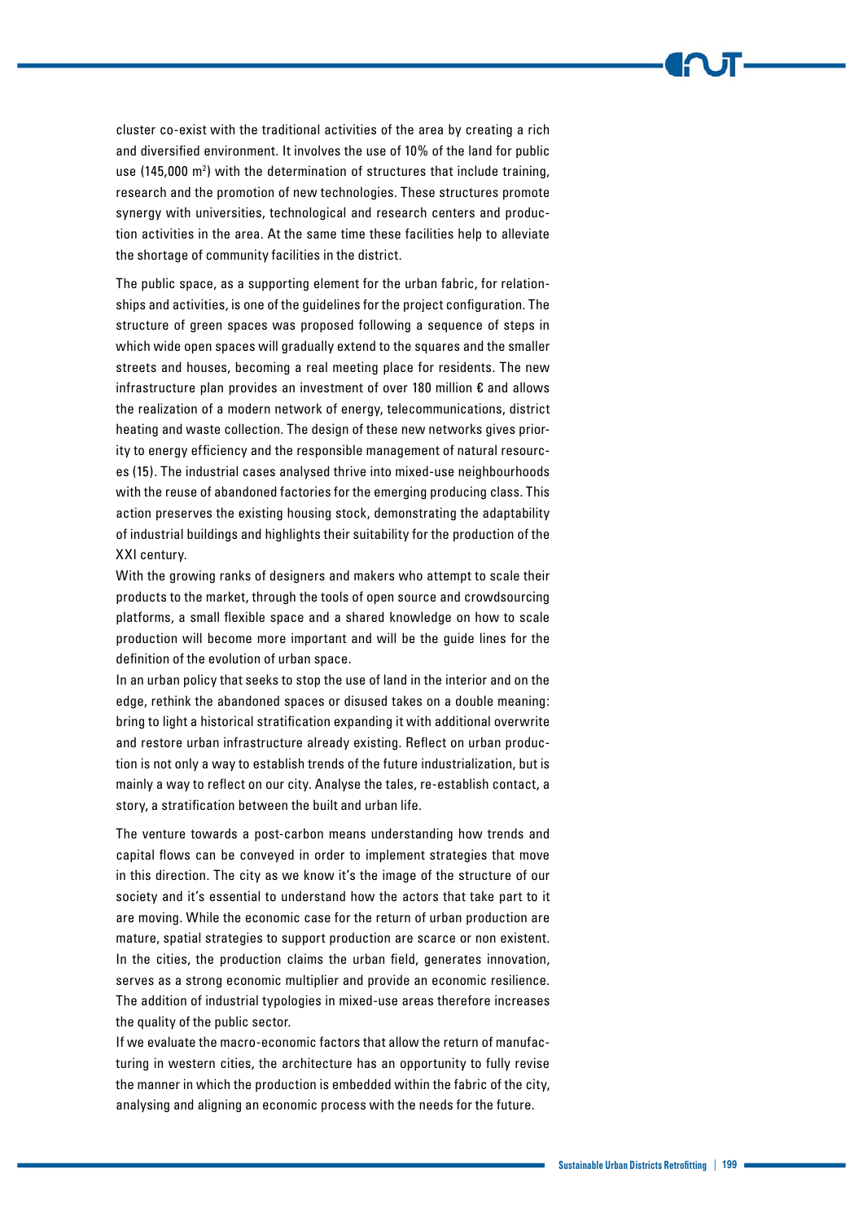cluster co-exist with the traditional activities of the area by creating a rich and diversified environment. It involves the use of 10% of the land for public use (145,000 $m^2$) with the determination of structures that include training, research and the promotion of new technologies. These structures promote synergy with universities, technological and research centers and production activities in the area. At the same time these facilities help to alleviate the shortage of community facilities in the district.

The public space, as a supporting element for the urban fabric, for relationships and activities, is one of the guidelines for the project configuration. The structure of green spaces was proposed following a sequence of steps in which wide open spaces will gradually extend to the squares and the smaller streets and houses, becoming a real meeting place for residents. The new infrastructure plan provides an investment of over 180 million € and allows the realization of a modern network of energy, telecommunications, district heating and waste collection. The design of these new networks gives priority to energy efficiency and the responsible management of natural resources (15). The industrial cases analysed thrive into mixed-use neighbourhoods with the reuse of abandoned factories for the emerging producing class. This action preserves the existing housing stock, demonstrating the adaptability of industrial buildings and highlights their suitability for the production of the XXI century.

With the growing ranks of designers and makers who attempt to scale their products to the market, through the tools of open source and crowdsourcing platforms, a small flexible space and a shared knowledge on how to scale production will become more important and will be the guide lines for the definition of the evolution of urban space.

In an urban policy that seeks to stop the use of land in the interior and on the edge, rethink the abandoned spaces or disused takes on a double meaning: bring to light a historical stratification expanding it with additional overwrite and restore urban infrastructure already existing. Reflect on urban production is not only a way to establish trends of the future industrialization, but is mainly a way to reflect on our city. Analyse the tales, re-establish contact, a story, a stratification between the built and urban life.

The venture towards a post-carbon means understanding how trends and capital flows can be conveyed in order to implement strategies that move in this direction. The city as we know it's the image of the structure of our society and it's essential to understand how the actors that take part to it are moving. While the economic case for the return of urban production are mature, spatial strategies to support production are scarce or non existent. In the cities, the production claims the urban field, generates innovation, serves as a strong economic multiplier and provide an economic resilience. The addition of industrial typologies in mixed-use areas therefore increases the quality of the public sector.

If we evaluate the macro-economic factors that allow the return of manufacturing in western cities, the architecture has an opportunity to fully revise the manner in which the production is embedded within the fabric of the city, analysing and aligning an economic process with the needs for the future.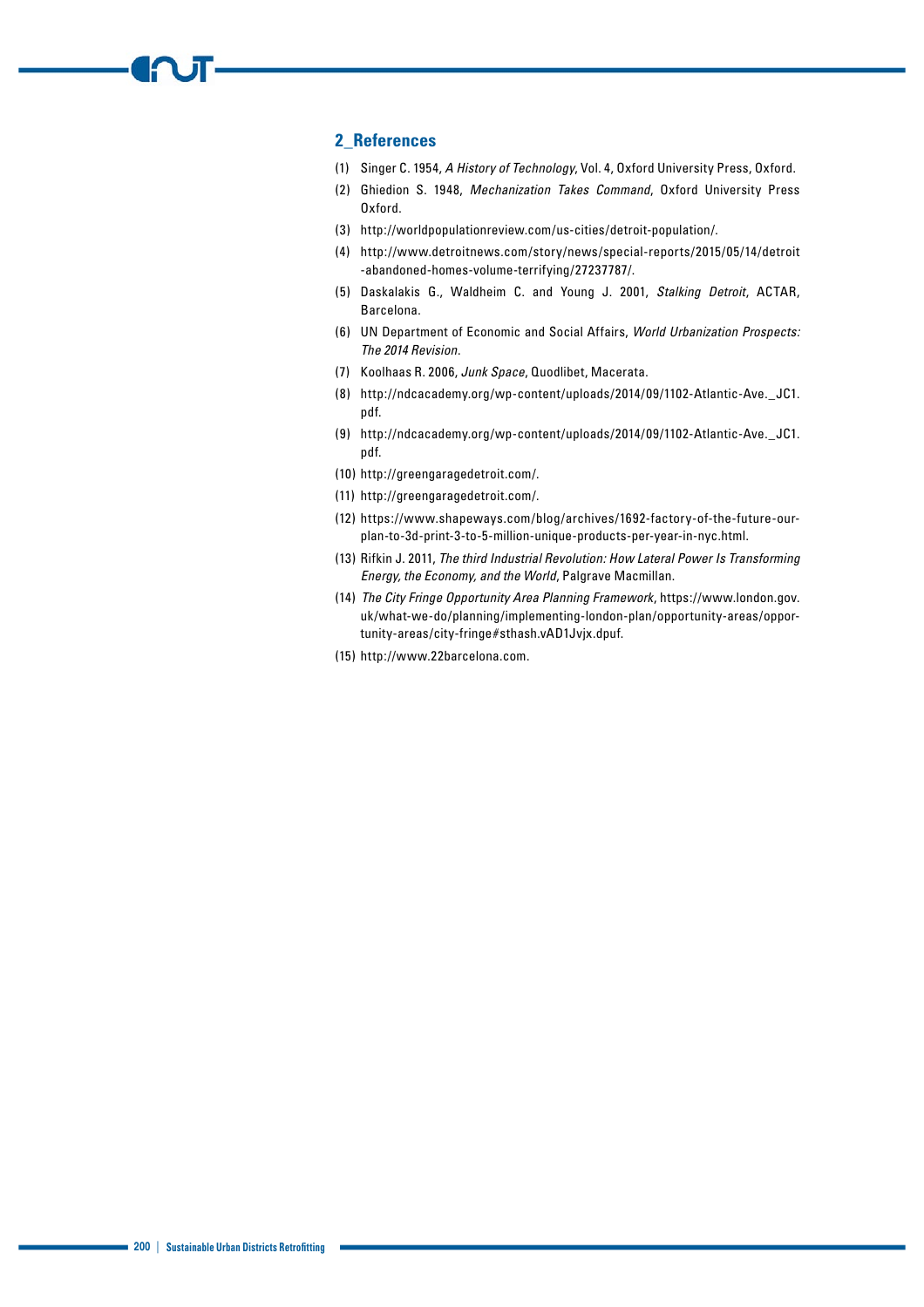## 2_References

(1) Singer C. 1954, *A History of Technology*, Vol. 4, Oxford University Press, Oxford.

(2) Ghiedion S. 1948, *Mechanization Takes Command*, Oxford University Press Oxford.

(3) http://worldpopulationreview.com/us-cities/detroit-population/.

(4) http://www.detroitnews.com/story/news/special-reports/2015/05/14/detroit-abandoned-homes-volume-terrifying/27237787/.

(5) Daskalakis G., Waldheim C. and Young J. 2001, *Stalking Detroit*, ACTAR, Barcelona.

(6) UN Department of Economic and Social Affairs, *World Urbanization Prospects: The 2014 Revision*.

(7) Koolhaas R. 2006, *Junk Space*, Quodlibet, Macerata.

(8) http://ndcacademy.org/wp-content/uploads/2014/09/1102-Atlantic-Ave._JC1.pdf.

(9) http://ndcacademy.org/wp-content/uploads/2014/09/1102-Atlantic-Ave._JC1.pdf.

(10) http://greengaragedetroit.com/.

(11) http://greengaragedetroit.com/.

(12) https://www.shapeways.com/blog/archives/1692-factory-of-the-future-our-plan-to-3d-print-3-to-5-million-unique-products-per-year-in-nyc.html.

(13) Rifkin J. 2011, *The third Industrial Revolution: How Lateral Power Is Transforming Energy, the Economy, and the World*, Palgrave Macmillan.

(14) *The City Fringe Opportunity Area Planning Framework*, https://www.london.gov.uk/what-we-do/planning/implementing-london-plan/opportunity-areas/opportunity-areas/city-fringe#sthash.vAD1Jvjx.dpuf.

(15) http://www.22barcelona.com.